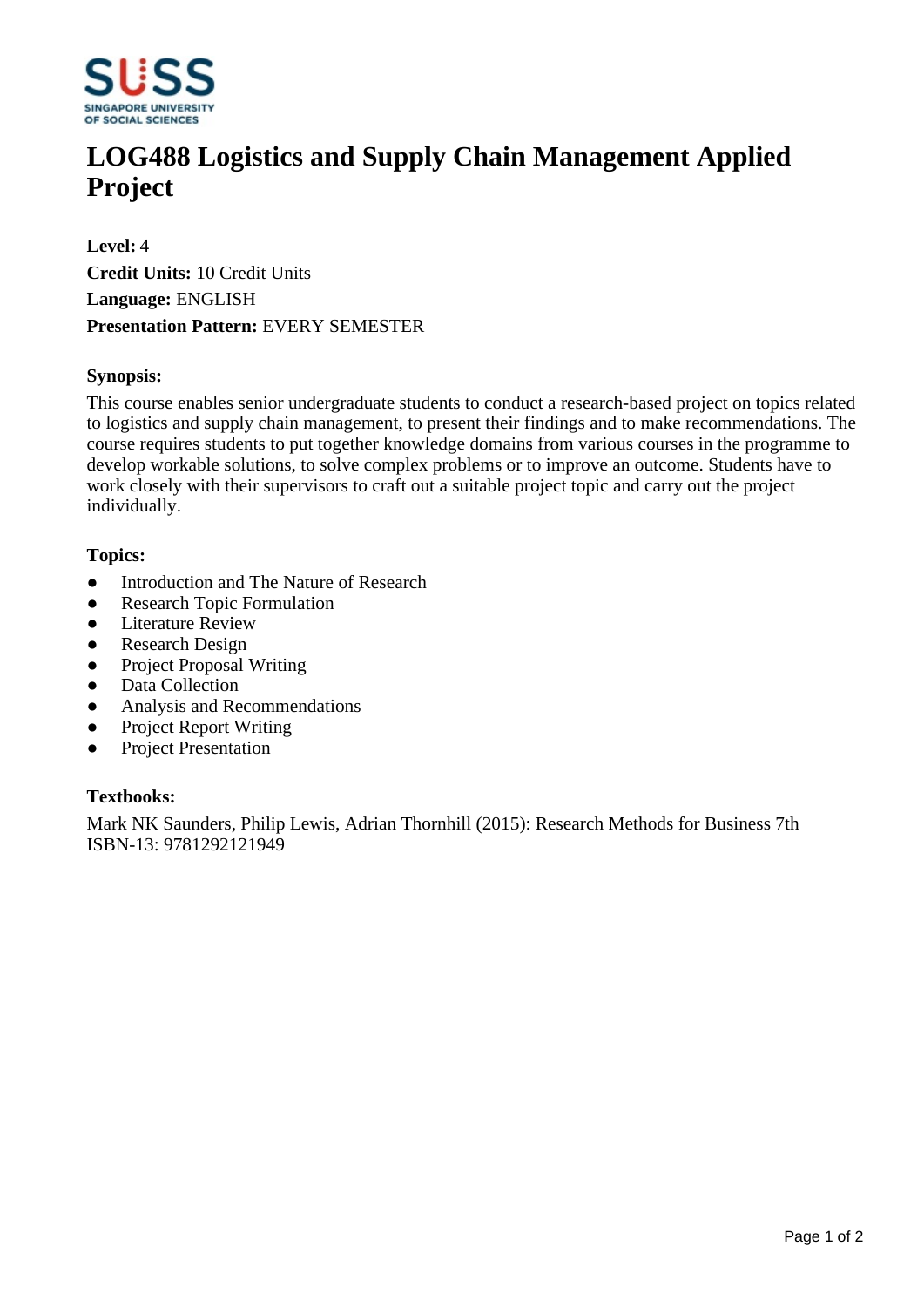# LOG488 Logistics and Supply Chain Management Applied Project

**Level:** 4

**Credit Units:** 10 Credit Units

**Language:** ENGLISH

**Presentation Pattern:** EVERY SEMESTER

### Synopsis:

This course enables senior undergraduate students to conduct a research-based project on topics related to logistics and supply chain management, to present their findings and to make recommendations. The course requires students to put together knowledge domains from various courses in the programme to develop workable solutions, to solve complex problems or to improve an outcome. Students have to work closely with their supervisors to craft out a suitable project topic and carry out the project individually.

### Topics:

- Introduction and The Nature of Research
- Research Topic Formulation
- Literature Review
- Research Design
- Project Proposal Writing
- Data Collection
- Analysis and Recommendations
- Project Report Writing
- Project Presentation

### Textbooks:

Mark NK Saunders, Philip Lewis, Adrian Thornhill (2015): Research Methods for Business 7th
ISBN-13: 9781292121949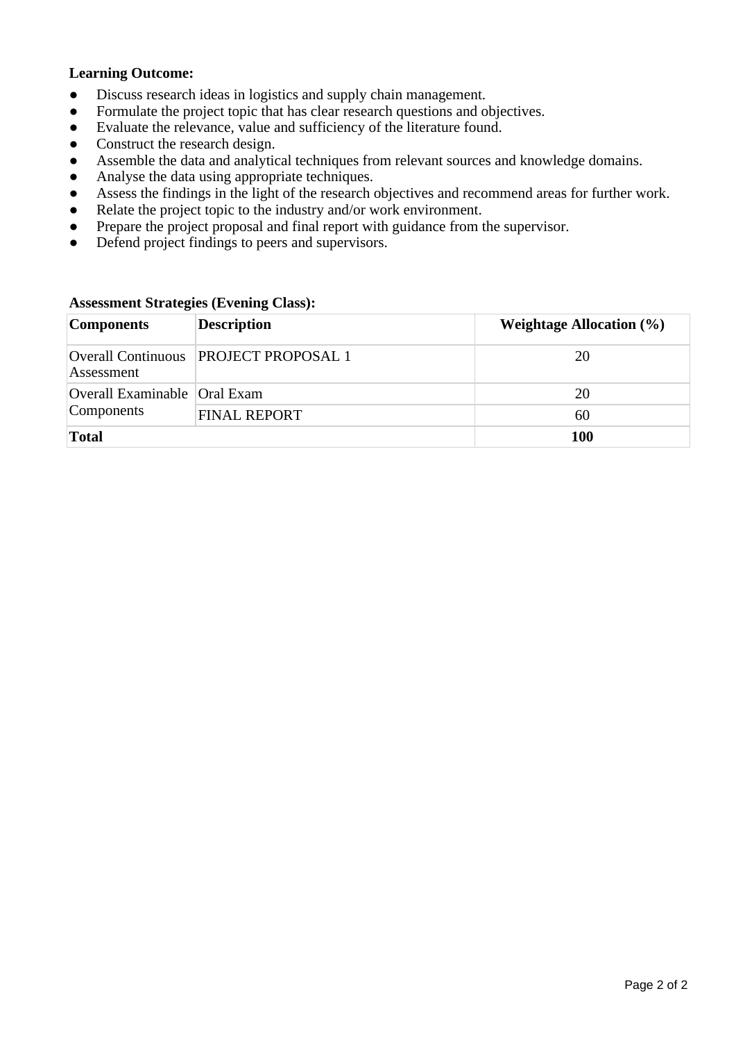**Learning Outcome:**

- Discuss research ideas in logistics and supply chain management.
- Formulate the project topic that has clear research questions and objectives.
- Evaluate the relevance, value and sufficiency of the literature found.
- Construct the research design.
- Assemble the data and analytical techniques from relevant sources and knowledge domains.
- Analyse the data using appropriate techniques.
- Assess the findings in the light of the research objectives and recommend areas for further work.
- Relate the project topic to the industry and/or work environment.
- Prepare the project proposal and final report with guidance from the supervisor.
- Defend project findings to peers and supervisors.

**Assessment Strategies (Evening Class):**

| **Components** | **Description** | **Weightage Allocation (%)** |
|---|---|---|
| Overall Continuous Assessment | PROJECT PROPOSAL 1 | 20 |
| Overall Examinable Components | Oral Exam | 20 |
| | FINAL REPORT | 60 |
| **Total** | | **100** |